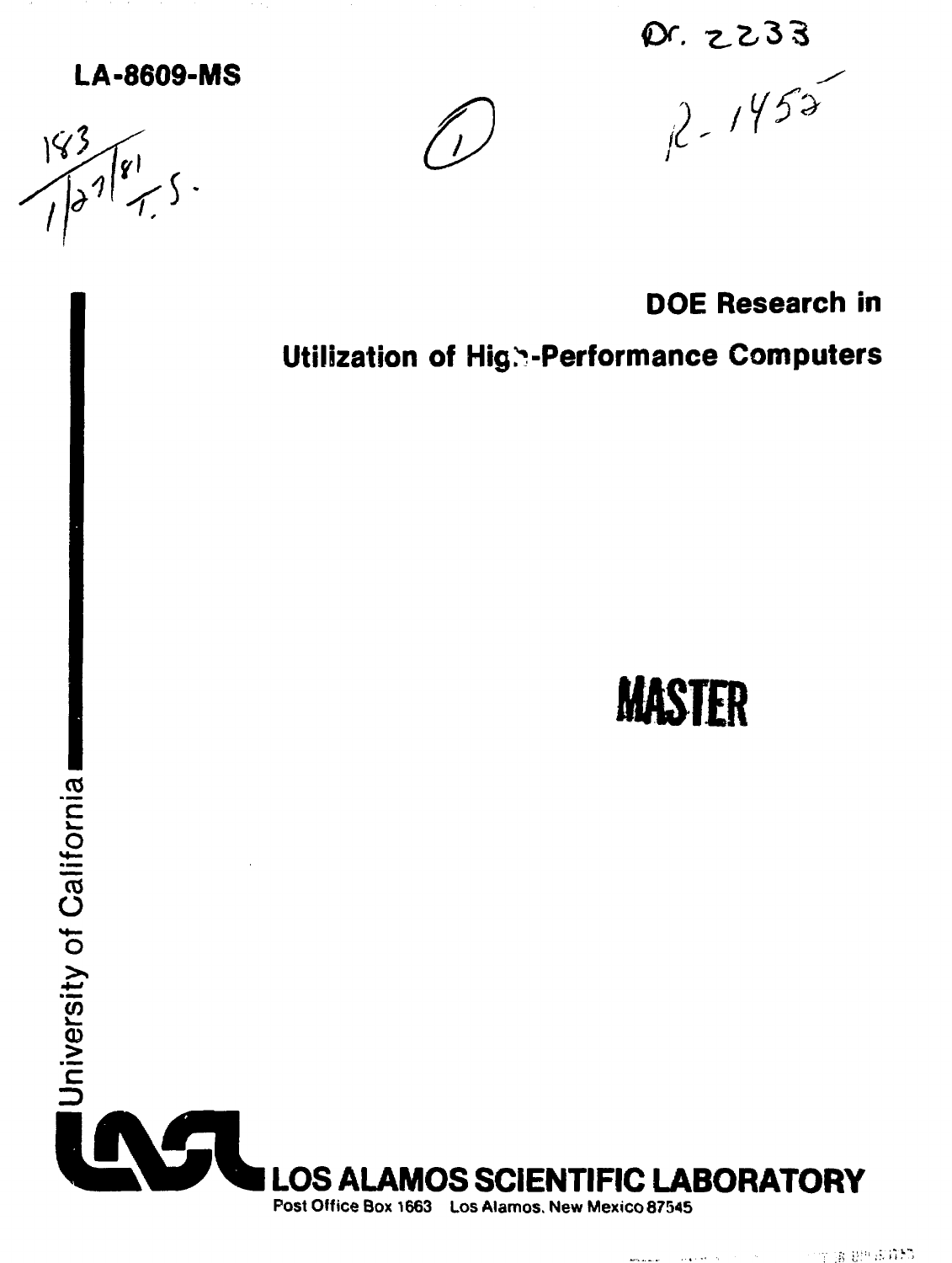**LA-8609-MS**

# DOE Research in Utilization of High-Performance Computers

**MASTER**

University of California

**LOS ALAMOS SCIENTIFIC LABORATORY**

Post Office Box 1663 Los Alamos, New Mexico 87545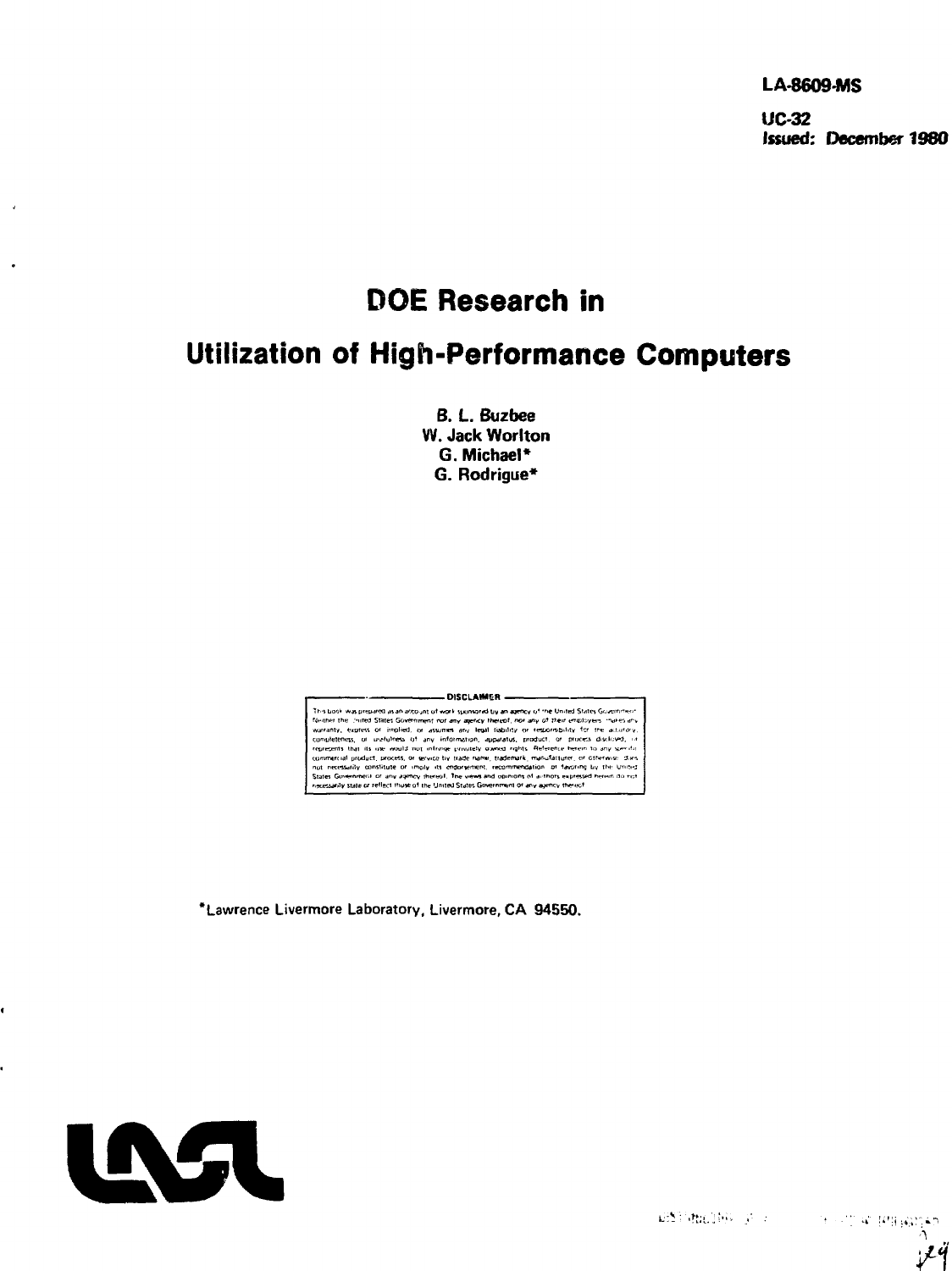**LA-8609-MS**

**UC-32**
**Issued: December 1980**

# DOE Research in Utilization of High-Performance Computers

**B. L. Buzbee**
**W. Jack Worlton**
**G. Michael***
**G. Rodrigue***

DISCLAIMER

This book was prepared as an account of work sponsored by an agency of the United States Government. Neither the United States Government nor any agency thereof, nor any of their employees, makes any warranty, express or implied, or assumes any legal liability or responsibility for the accuracy, completeness, or usefulness of any information, apparatus, product, or process disclosed, or represents that its use would not infringe privately owned rights. Reference herein to any specific commercial product, process, or service by trade name, trademark, manufacturer, or otherwise, does not necessarily constitute or imply its endorsement, recommendation, or favoring by the United States Government or any agency thereof. The views and opinions of authors expressed herein do not necessarily state or reflect those of the United States Government or any agency thereof.

*Lawrence Livermore Laboratory, Livermore, CA 94550.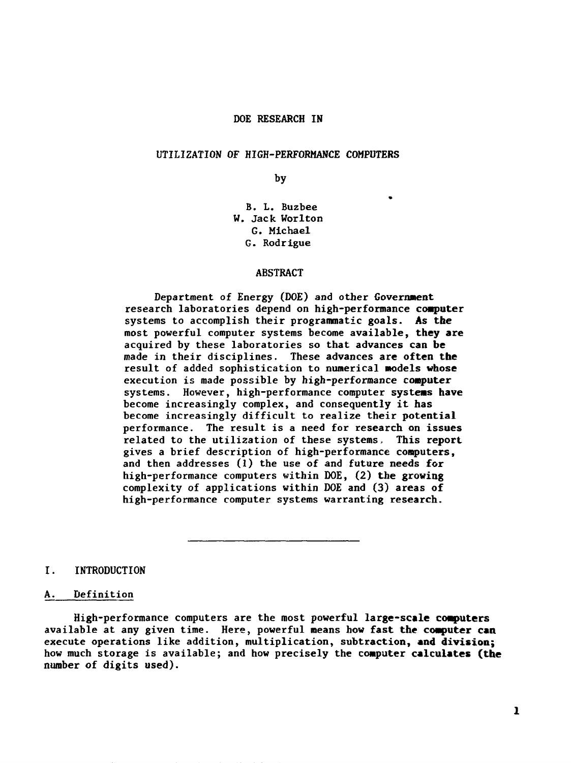# DOE RESEARCH IN

## UTILIZATION OF HIGH-PERFORMANCE COMPUTERS

by

B. L. Buzbee
W. Jack Worlton
G. Michael
G. Rodrigue

### ABSTRACT

Department of Energy (DOE) and other Government research laboratories depend on high-performance computer systems to accomplish their programmatic goals. As the most powerful computer systems become available, they are acquired by these laboratories so that advances can be made in their disciplines. These advances are often the result of added sophistication to numerical models whose execution is made possible by high-performance computer systems. However, high-performance computer systems have become increasingly complex, and consequently it has become increasingly difficult to realize their potential performance. The result is a need for research on issues related to the utilization of these systems. This report gives a brief description of high-performance computers, and then addresses (1) the use of and future needs for high-performance computers within DOE, (2) the growing complexity of applications within DOE and (3) areas of high-performance computer systems warranting research.

---

## I. INTRODUCTION

### A. Definition

High-performance computers are the most powerful large-scale computers available at any given time. Here, powerful means how fast the computer can execute operations like addition, multiplication, subtraction, and division; how much storage is available; and how precisely the computer calculates (the number of digits used).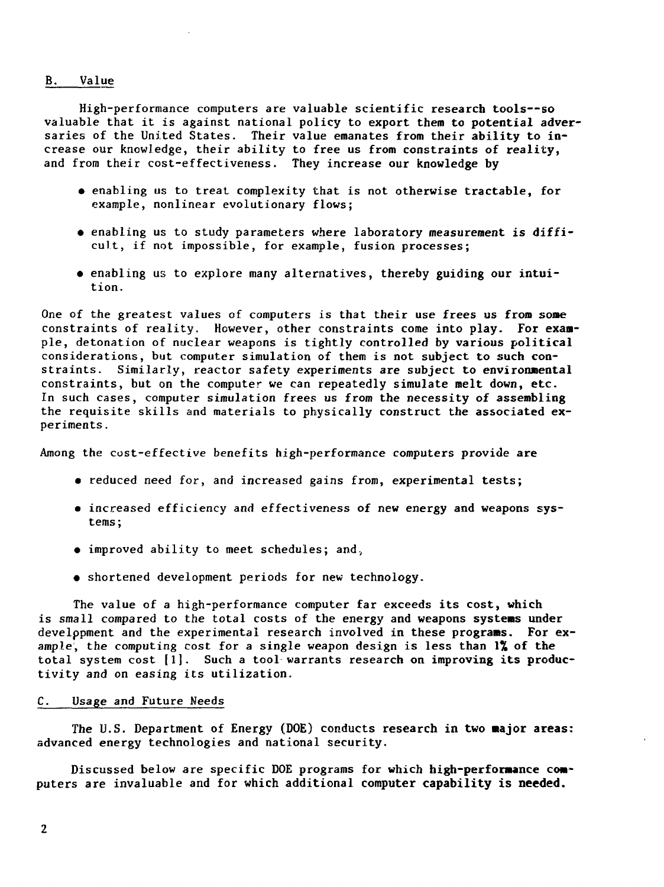## B. Value

High-performance computers are valuable scientific research tools--so valuable that it is against national policy to export them to potential adversaries of the United States. Their value emanates from their ability to increase our knowledge, their ability to free us from constraints of reality, and from their cost-effectiveness. They increase our knowledge by

- enabling us to treat complexity that is not otherwise tractable, for example, nonlinear evolutionary flows;
- enabling us to study parameters where laboratory measurement is difficult, if not impossible, for example, fusion processes;
- enabling us to explore many alternatives, thereby guiding our intuition.

One of the greatest values of computers is that their use frees us from some constraints of reality. However, other constraints come into play. For example, detonation of nuclear weapons is tightly controlled by various political considerations, but computer simulation of them is not subject to such constraints. Similarly, reactor safety experiments are subject to environmental constraints, but on the computer we can repeatedly simulate melt down, etc. In such cases, computer simulation frees us from the necessity of assembling the requisite skills and materials to physically construct the associated experiments.

Among the cost-effective benefits high-performance computers provide are

- reduced need for, and increased gains from, experimental tests;
- increased efficiency and effectiveness of new energy and weapons systems;
- improved ability to meet schedules; and,
- shortened development periods for new technology.

The value of a high-performance computer far exceeds its cost, which is small compared to the total costs of the energy and weapons systems under development and the experimental research involved in these programs. For example, the computing cost for a single weapon design is less than 1% of the total system cost [1]. Such a tool warrants research on improving its productivity and on easing its utilization.

## C. Usage and Future Needs

The U.S. Department of Energy (DOE) conducts research in two major areas: advanced energy technologies and national security.

Discussed below are specific DOE programs for which high-performance computers are invaluable and for which additional computer capability is needed.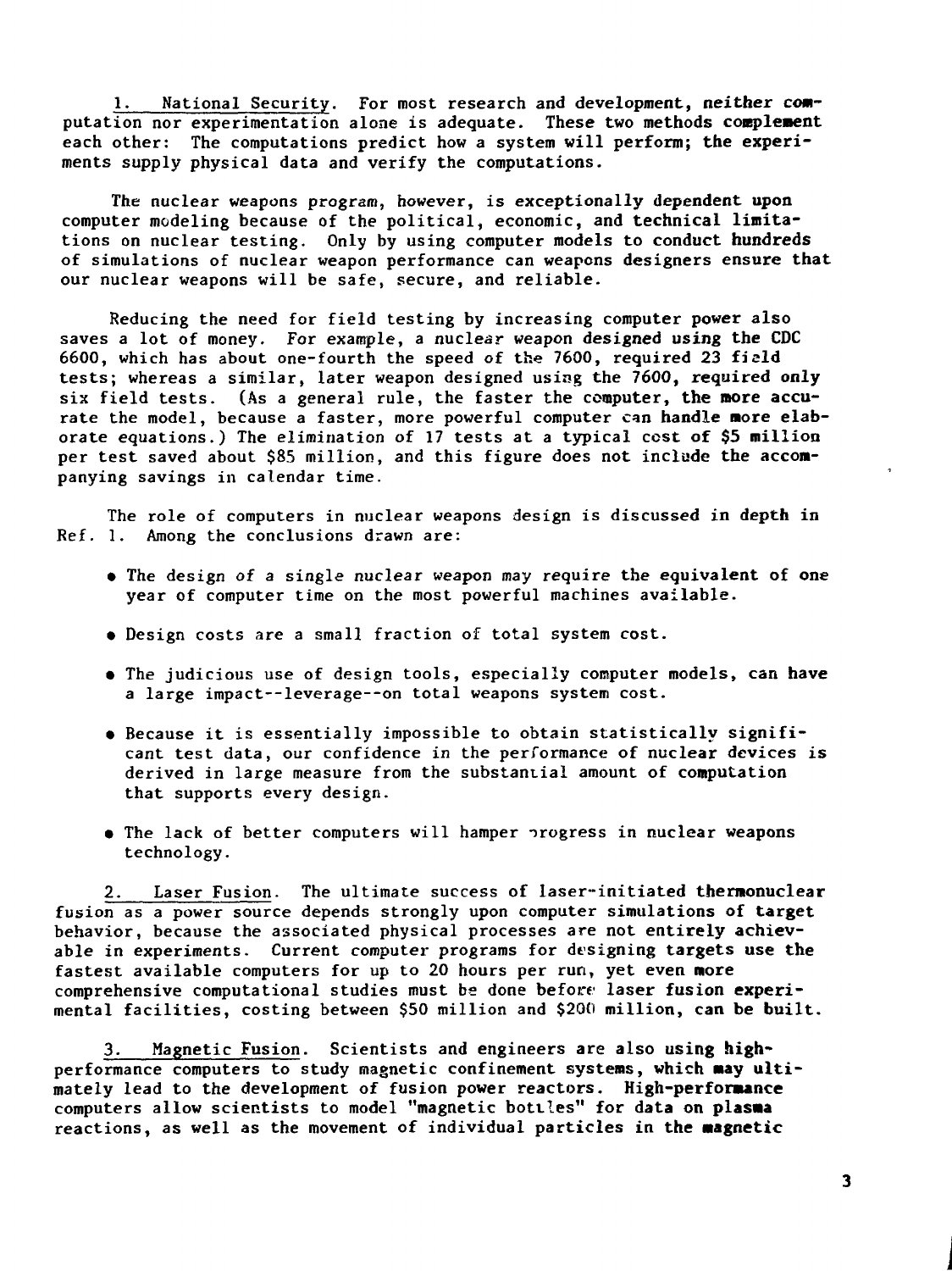1. National Security. For most research and development, neither computation nor experimentation alone is adequate. These two methods complement each other: The computations predict how a system will perform; the experiments supply physical data and verify the computations.

The nuclear weapons program, however, is exceptionally dependent upon computer modeling because of the political, economic, and technical limitations on nuclear testing. Only by using computer models to conduct hundreds of simulations of nuclear weapon performance can weapons designers ensure that our nuclear weapons will be safe, secure, and reliable.

Reducing the need for field testing by increasing computer power also saves a lot of money. For example, a nuclear weapon designed using the CDC 6600, which has about one-fourth the speed of the 7600, required 23 field tests; whereas a similar, later weapon designed using the 7600, required only six field tests. (As a general rule, the faster the computer, the more accurate the model, because a faster, more powerful computer can handle more elaborate equations.) The elimination of 17 tests at a typical cost of $5 million per test saved about $85 million, and this figure does not include the accompanying savings in calendar time.

The role of computers in nuclear weapons design is discussed in depth in Ref. 1. Among the conclusions drawn are:

- The design of a single nuclear weapon may require the equivalent of one year of computer time on the most powerful machines available.
- Design costs are a small fraction of total system cost.
- The judicious use of design tools, especially computer models, can have a large impact--leverage--on total weapons system cost.
- Because it is essentially impossible to obtain statistically significant test data, our confidence in the performance of nuclear devices is derived in large measure from the substantial amount of computation that supports every design.
- The lack of better computers will hamper progress in nuclear weapons technology.

2. Laser Fusion. The ultimate success of laser-initiated thermonuclear fusion as a power source depends strongly upon computer simulations of target behavior, because the associated physical processes are not entirely achievable in experiments. Current computer programs for designing targets use the fastest available computers for up to 20 hours per run, yet even more comprehensive computational studies must be done before laser fusion experimental facilities, costing between $50 million and $200 million, can be built.

3. Magnetic Fusion. Scientists and engineers are also using high-performance computers to study magnetic confinement systems, which may ultimately lead to the development of fusion power reactors. High-performance computers allow scientists to model "magnetic bottles" for data on plasma reactions, as well as the movement of individual particles in the magnetic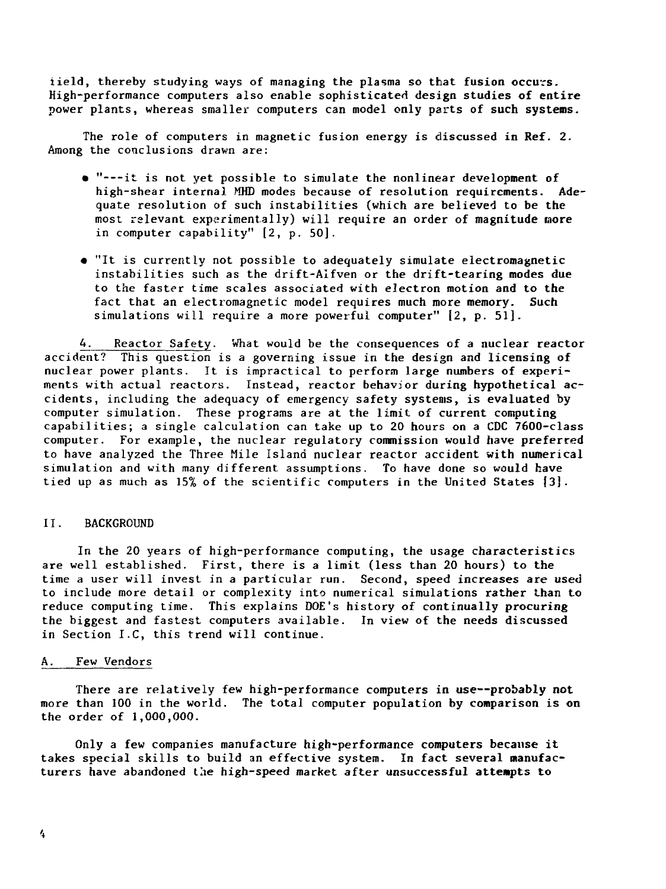field, thereby studying ways of managing the plasma so that fusion occurs. High-performance computers also enable sophisticated design studies of entire power plants, whereas smaller computers can model only parts of such systems.

The role of computers in magnetic fusion energy is discussed in Ref. 2. Among the conclusions drawn are:

- "---it is not yet possible to simulate the nonlinear development of high-shear internal MHD modes because of resolution requirements. Adequate resolution of such instabilities (which are believed to be the most relevant experimentally) will require an order of magnitude more in computer capability" [2, p. 50].
- "It is currently not possible to adequately simulate electromagnetic instabilities such as the drift-Alfven or the drift-tearing modes due to the faster time scales associated with electron motion and to the fact that an electromagnetic model requires much more memory. Such simulations will require a more powerful computer" [2, p. 51].

4. Reactor Safety. What would be the consequences of a nuclear reactor accident? This question is a governing issue in the design and licensing of nuclear power plants. It is impractical to perform large numbers of experiments with actual reactors. Instead, reactor behavior during hypothetical accidents, including the adequacy of emergency safety systems, is evaluated by computer simulation. These programs are at the limit of current computing capabilities; a single calculation can take up to 20 hours on a CDC 7600-class computer. For example, the nuclear regulatory commission would have preferred to have analyzed the Three Mile Island nuclear reactor accident with numerical simulation and with many different assumptions. To have done so would have tied up as much as 15% of the scientific computers in the United States [3].

## II. BACKGROUND

In the 20 years of high-performance computing, the usage characteristics are well established. First, there is a limit (less than 20 hours) to the time a user will invest in a particular run. Second, speed increases are used to include more detail or complexity into numerical simulations rather than to reduce computing time. This explains DOE's history of continually procuring the biggest and fastest computers available. In view of the needs discussed in Section I.C, this trend will continue.

### A. Few Vendors

There are relatively few high-performance computers in use--probably not more than 100 in the world. The total computer population by comparison is on the order of 1,000,000.

Only a few companies manufacture high-performance computers because it takes special skills to build an effective system. In fact several manufacturers have abandoned the high-speed market after unsuccessful attempts to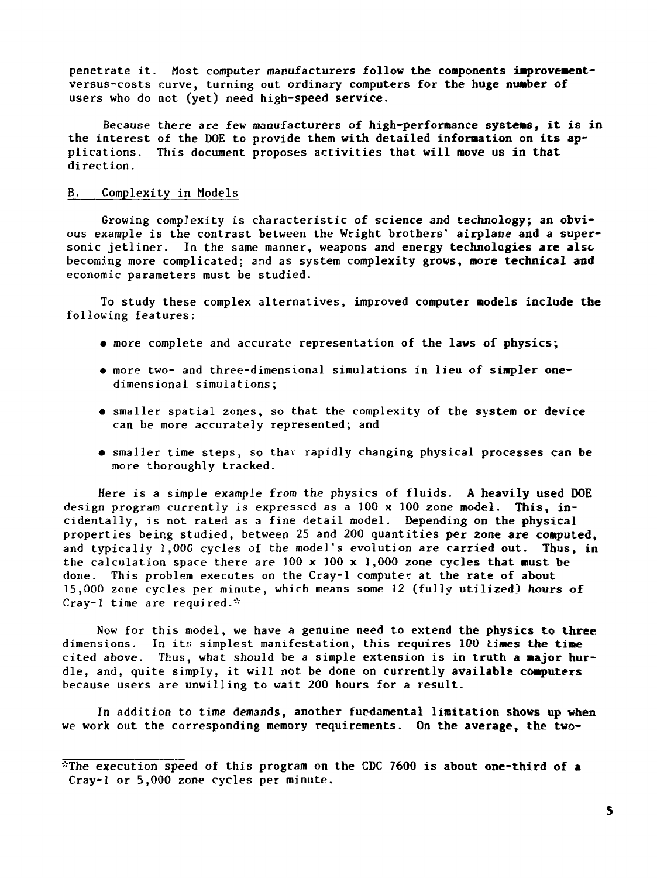penetrate it. Most computer manufacturers follow the components improvement-versus-costs curve, turning out ordinary computers for the huge number of users who do not (yet) need high-speed service.

Because there are few manufacturers of high-performance systems, it is in the interest of the DOE to provide them with detailed information on its applications. This document proposes activities that will move us in that direction.

## B. Complexity in Models

Growing complexity is characteristic of science and technology; an obvious example is the contrast between the Wright brothers' airplane and a supersonic jetliner. In the same manner, weapons and energy technologies are also becoming more complicated; and as system complexity grows, more technical and economic parameters must be studied.

To study these complex alternatives, improved computer models include the following features:

- more complete and accurate representation of the laws of physics;
- more two- and three-dimensional simulations in lieu of simpler one-dimensional simulations;
- smaller spatial zones, so that the complexity of the system or device can be more accurately represented; and
- smaller time steps, so that rapidly changing physical processes can be more thoroughly tracked.

Here is a simple example from the physics of fluids. A heavily used DOE design program currently is expressed as a 100 x 100 zone model. This, incidentally, is not rated as a fine detail model. Depending on the physical properties being studied, between 25 and 200 quantities per zone are computed, and typically 1,000 cycles of the model's evolution are carried out. Thus, in the calculation space there are 100 x 100 x 1,000 zone cycles that must be done. This problem executes on the Cray-1 computer at the rate of about 15,000 zone cycles per minute, which means some 12 (fully utilized) hours of Cray-1 time are required.*

Now for this model, we have a genuine need to extend the physics to three dimensions. In its simplest manifestation, this requires 100 times the time cited above. Thus, what should be a simple extension is in truth a major hurdle, and, quite simply, it will not be done on currently available computers because users are unwilling to wait 200 hours for a result.

In addition to time demands, another fundamental limitation shows up when we work out the corresponding memory requirements. On the average, the two-

*The execution speed of this program on the CDC 7600 is about one-third of a Cray-1 or 5,000 zone cycles per minute.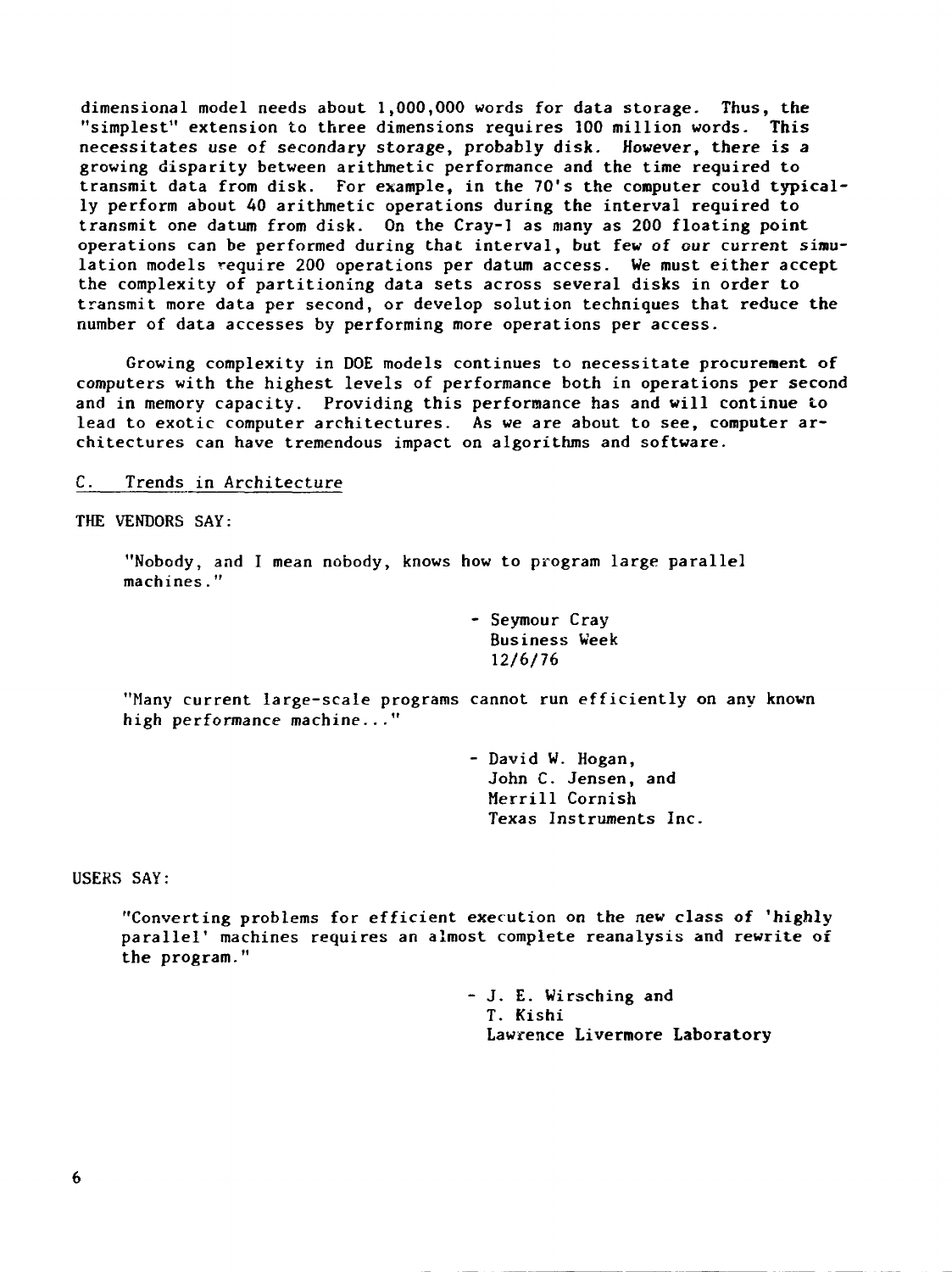dimensional model needs about 1,000,000 words for data storage. Thus, the "simplest" extension to three dimensions requires 100 million words. This necessitates use of secondary storage, probably disk. However, there is a growing disparity between arithmetic performance and the time required to transmit data from disk. For example, in the 70's the computer could typically perform about 40 arithmetic operations during the interval required to transmit one datum from disk. On the Cray-1 as many as 200 floating point operations can be performed during that interval, but few of our current simulation models require 200 operations per datum access. We must either accept the complexity of partitioning data sets across several disks in order to transmit more data per second, or develop solution techniques that reduce the number of data accesses by performing more operations per access.

Growing complexity in DOE models continues to necessitate procurement of computers with the highest levels of performance both in operations per second and in memory capacity. Providing this performance has and will continue to lead to exotic computer architectures. As we are about to see, computer architectures can have tremendous impact on algorithms and software.

## C. Trends in Architecture

THE VENDORS SAY:

> "Nobody, and I mean nobody, knows how to program large parallel machines."
>
> - Seymour Cray
> Business Week
> 12/6/76

> "Many current large-scale programs cannot run efficiently on any known high performance machine..."
>
> - David W. Hogan,
> John C. Jensen, and
> Merrill Cornish
> Texas Instruments Inc.

USERS SAY:

> "Converting problems for efficient execution on the new class of 'highly parallel' machines requires an almost complete reanalysis and rewrite of the program."
>
> - J. E. Wirsching and
> T. Kishi
> Lawrence Livermore Laboratory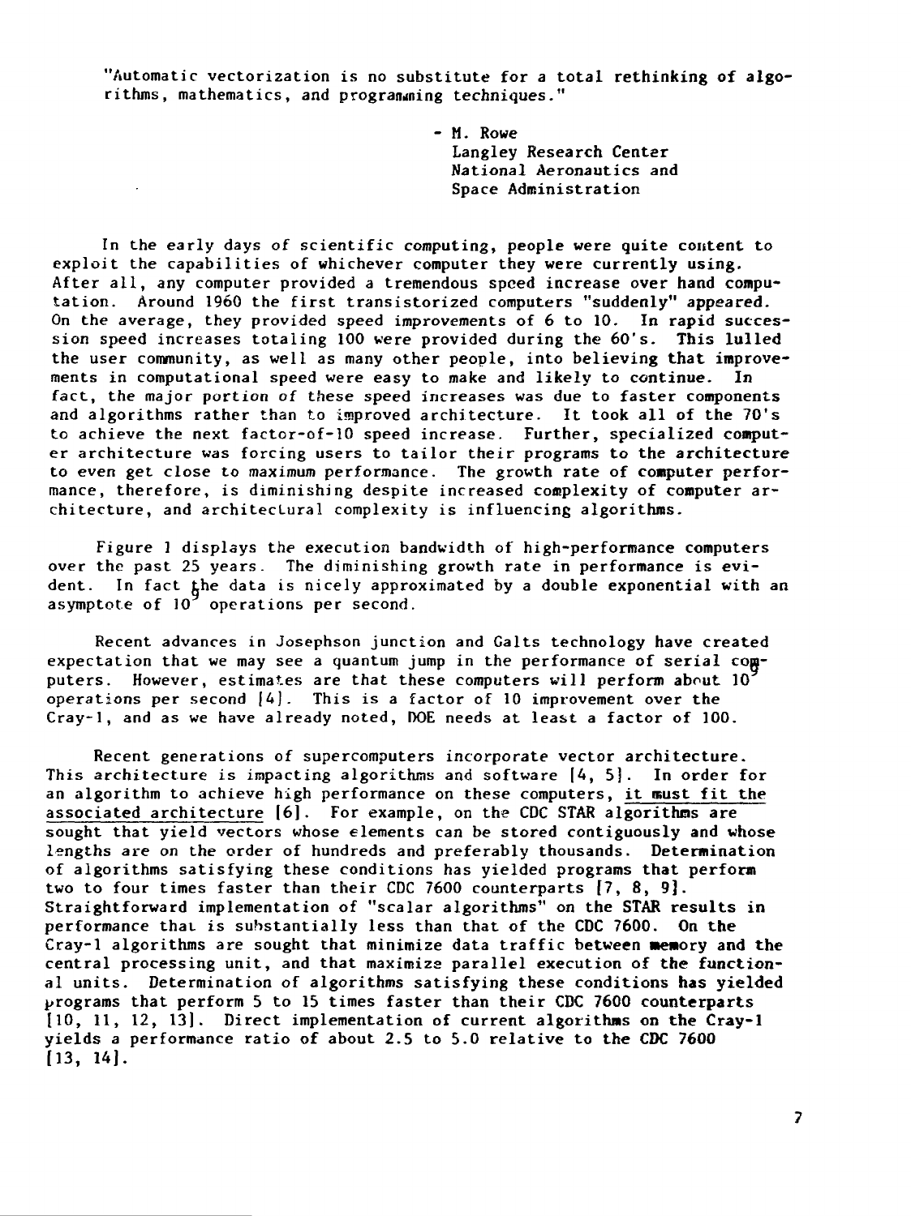"Automatic vectorization is no substitute for a total rethinking of algorithms, mathematics, and programming techniques."

- M. Rowe
  Langley Research Center
  National Aeronautics and
  Space Administration

In the early days of scientific computing, people were quite content to exploit the capabilities of whichever computer they were currently using. After all, any computer provided a tremendous speed increase over hand computation. Around 1960 the first transistorized computers "suddenly" appeared. On the average, they provided speed improvements of 6 to 10. In rapid succession speed increases totaling 100 were provided during the 60's. This lulled the user community, as well as many other people, into believing that improvements in computational speed were easy to make and likely to continue. In fact, the major portion of these speed increases was due to faster components and algorithms rather than to improved architecture. It took all of the 70's to achieve the next factor-of-10 speed increase. Further, specialized computer architecture was forcing users to tailor their programs to the architecture to even get close to maximum performance. The growth rate of computer performance, therefore, is diminishing despite increased complexity of computer architecture, and architectural complexity is influencing algorithms.

Figure 1 displays the execution bandwidth of high-performance computers over the past 25 years. The diminishing growth rate in performance is evident. In fact the data is nicely approximated by a double exponential with an asymptote of $10^9$ operations per second.

Recent advances in Josephson junction and GaAs technology have created expectation that we may see a quantum jump in the performance of serial computers. However, estimates are that these computers will perform about $10^9$ operations per second [4]. This is a factor of 10 improvement over the Cray-1, and as we have already noted, DOE needs at least a factor of 100.

Recent generations of supercomputers incorporate vector architecture. This architecture is impacting algorithms and software [4, 5]. In order for an algorithm to achieve high performance on these computers, <u>it must fit the associated architecture</u> [6]. For example, on the CDC STAR algorithms are sought that yield vectors whose elements can be stored contiguously and whose lengths are on the order of hundreds and preferably thousands. Determination of algorithms satisfying these conditions has yielded programs that perform two to four times faster than their CDC 7600 counterparts [7, 8, 9]. Straightforward implementation of "scalar algorithms" on the STAR results in performance that is substantially less than that of the CDC 7600. On the Cray-1 algorithms are sought that minimize data traffic between memory and the central processing unit, and that maximize parallel execution of the functional units. Determination of algorithms satisfying these conditions has yielded programs that perform 5 to 15 times faster than their CDC 7600 counterparts [10, 11, 12, 13]. Direct implementation of current algorithms on the Cray-1 yields a performance ratio of about 2.5 to 5.0 relative to the CDC 7600 [13, 14].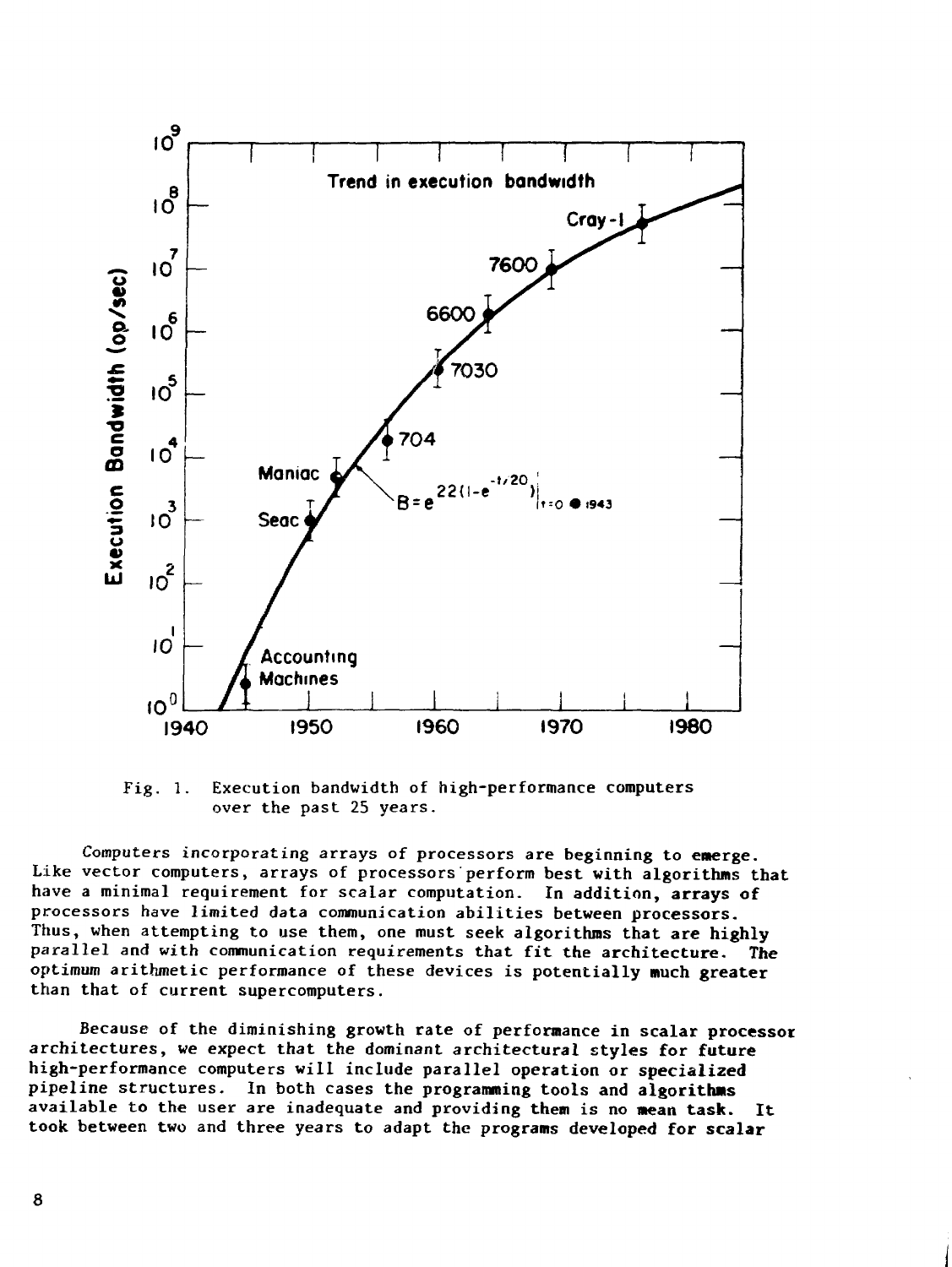Fig. 1. Execution bandwidth of high-performance computers over the past 25 years.

Computers incorporating arrays of processors are beginning to emerge. Like vector computers, arrays of processors perform best with algorithms that have a minimal requirement for scalar computation. In addition, arrays of processors have limited data communication abilities between processors. Thus, when attempting to use them, one must seek algorithms that are highly parallel and with communication requirements that fit the architecture. The optimum arithmetic performance of these devices is potentially much greater than that of current supercomputers.

Because of the diminishing growth rate of performance in scalar processor architectures, we expect that the dominant architectural styles for future high-performance computers will include parallel operation or specialized pipeline structures. In both cases the programming tools and algorithms available to the user are inadequate and providing them is no mean task. It took between two and three years to adapt the programs developed for scalar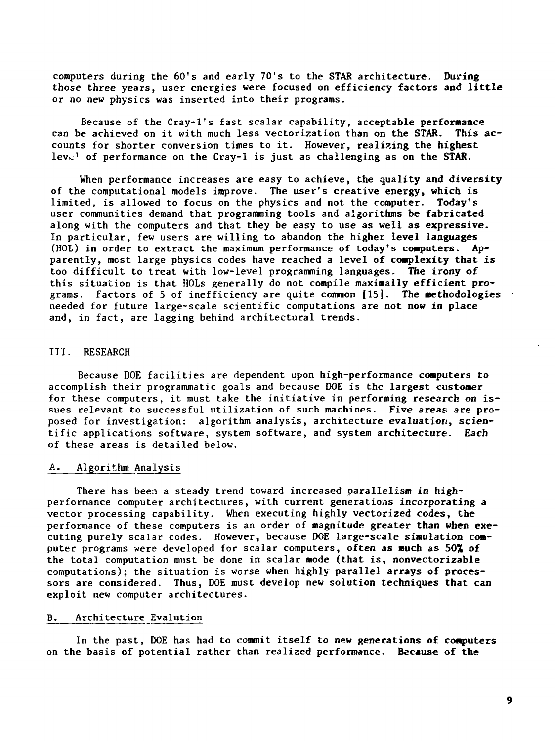computers during the 60's and early 70's to the STAR architecture. During those three years, user energies were focused on efficiency factors and little or no new physics was inserted into their programs.

Because of the Cray-1's fast scalar capability, acceptable performance can be achieved on it with much less vectorization than on the STAR. This accounts for shorter conversion times to it. However, realizing the highest level of performance on the Cray-1 is just as challenging as on the STAR.

When performance increases are easy to achieve, the quality and diversity of the computational models improve. The user's creative energy, which is limited, is allowed to focus on the physics and not the computer. Today's user communities demand that programming tools and algorithms be fabricated along with the computers and that they be easy to use as well as expressive. In particular, few users are willing to abandon the higher level languages (HOL) in order to extract the maximum performance of today's computers. Apparently, most large physics codes have reached a level of complexity that is too difficult to treat with low-level programming languages. The irony of this situation is that HOLs generally do not compile maximally efficient programs. Factors of 5 of inefficiency are quite common [15]. The methodologies needed for future large-scale scientific computations are not now in place and, in fact, are lagging behind architectural trends.

## III. RESEARCH

Because DOE facilities are dependent upon high-performance computers to accomplish their programmatic goals and because DOE is the largest customer for these computers, it must take the initiative in performing research on issues relevant to successful utilization of such machines. Five areas are proposed for investigation: algorithm analysis, architecture evaluation, scientific applications software, system software, and system architecture. Each of these areas is detailed below.

### A. Algorithm Analysis

There has been a steady trend toward increased parallelism in high-performance computer architectures, with current generations incorporating a vector processing capability. When executing highly vectorized codes, the performance of these computers is an order of magnitude greater than when executing purely scalar codes. However, because DOE large-scale simulation computer programs were developed for scalar computers, often as much as 50% of the total computation must be done in scalar mode (that is, nonvectorizable computations); the situation is worse when highly parallel arrays of processors are considered. Thus, DOE must develop new solution techniques that can exploit new computer architectures.

### B. Architecture Evalution

In the past, DOE has had to commit itself to new generations of computers on the basis of potential rather than realized performance. Because of the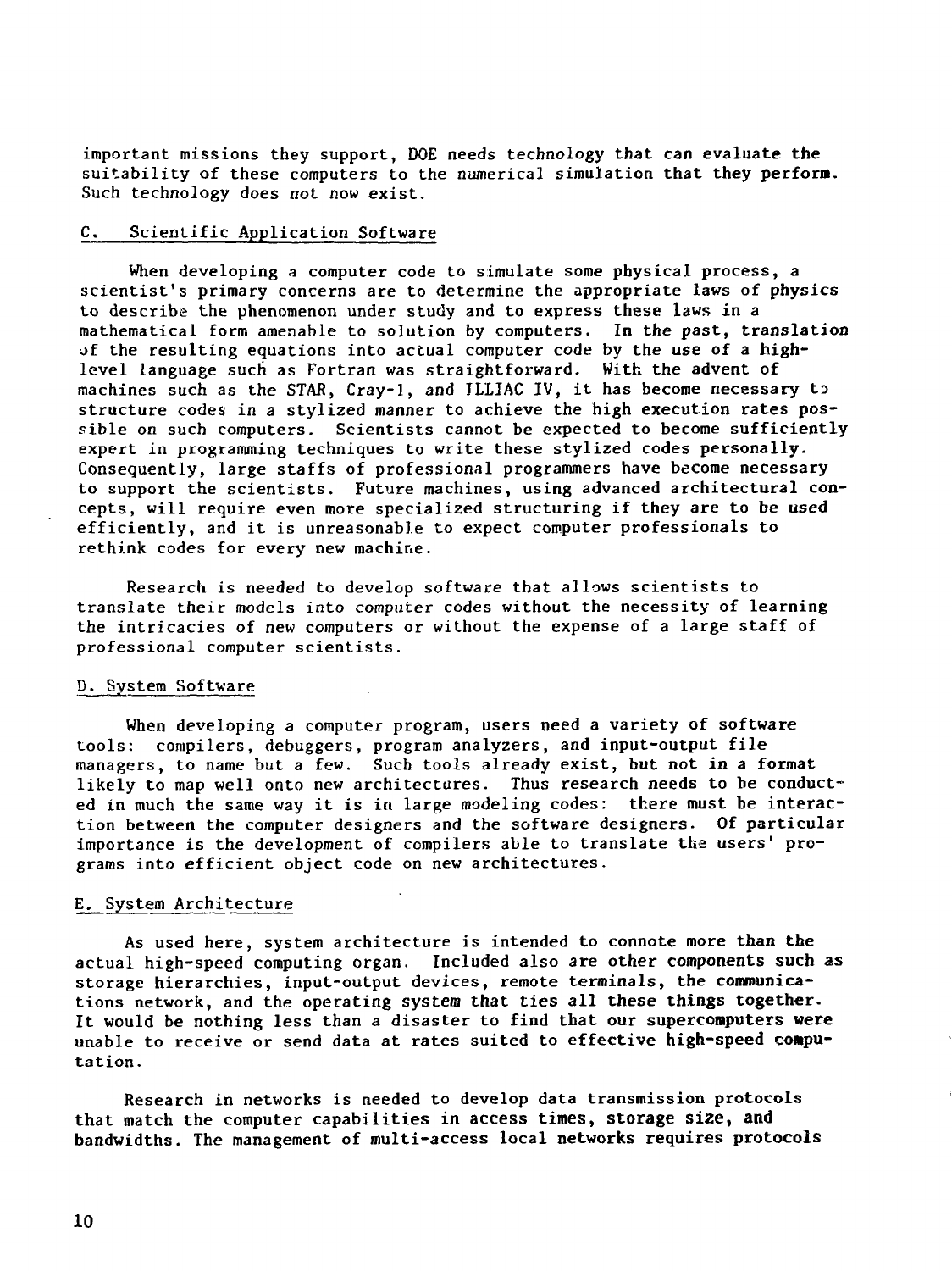important missions they support, DOE needs technology that can evaluate the suitability of these computers to the numerical simulation that they perform. Such technology does not now exist.

## C. Scientific Application Software

When developing a computer code to simulate some physical process, a scientist's primary concerns are to determine the appropriate laws of physics to describe the phenomenon under study and to express these laws in a mathematical form amenable to solution by computers. In the past, translation of the resulting equations into actual computer code by the use of a high-level language such as Fortran was straightforward. With the advent of machines such as the STAR, Cray-1, and ILLIAC IV, it has become necessary to structure codes in a stylized manner to achieve the high execution rates possible on such computers. Scientists cannot be expected to become sufficiently expert in programming techniques to write these stylized codes personally. Consequently, large staffs of professional programmers have become necessary to support the scientists. Future machines, using advanced architectural concepts, will require even more specialized structuring if they are to be used efficiently, and it is unreasonable to expect computer professionals to rethink codes for every new machine.

Research is needed to develop software that allows scientists to translate their models into computer codes without the necessity of learning the intricacies of new computers or without the expense of a large staff of professional computer scientists.

## D. System Software

When developing a computer program, users need a variety of software tools: compilers, debuggers, program analyzers, and input-output file managers, to name but a few. Such tools already exist, but not in a format likely to map well onto new architectures. Thus research needs to be conducted in much the same way it is in large modeling codes: there must be interaction between the computer designers and the software designers. Of particular importance is the development of compilers able to translate the users' programs into efficient object code on new architectures.

## E. System Architecture

As used here, system architecture is intended to connote more than the actual high-speed computing organ. Included also are other components such as storage hierarchies, input-output devices, remote terminals, the communications network, and the operating system that ties all these things together. It would be nothing less than a disaster to find that our supercomputers were unable to receive or send data at rates suited to effective high-speed computation.

Research in networks is needed to develop data transmission protocols that match the computer capabilities in access times, storage size, and bandwidths. The management of multi-access local networks requires protocols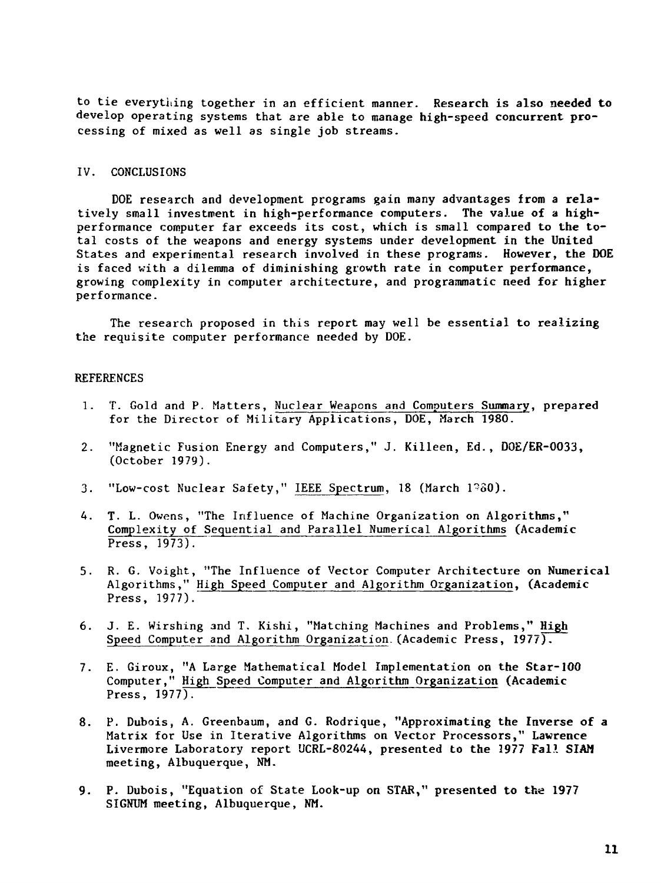to tie everything together in an efficient manner. Research is also needed to develop operating systems that are able to manage high-speed concurrent processing of mixed as well as single job streams.

## IV. CONCLUSIONS

DOE research and development programs gain many advantages from a relatively small investment in high-performance computers. The value of a high-performance computer far exceeds its cost, which is small compared to the total costs of the weapons and energy systems under development in the United States and experimental research involved in these programs. However, the DOE is faced with a dilemma of diminishing growth rate in computer performance, growing complexity in computer architecture, and programmatic need for higher performance.

The research proposed in this report may well be essential to realizing the requisite computer performance needed by DOE.

## REFERENCES

1. T. Gold and P. Matters, Nuclear Weapons and Computers Summary, prepared for the Director of Military Applications, DOE, March 1980.
2. "Magnetic Fusion Energy and Computers," J. Killeen, Ed., DOE/ER-0033, (October 1979).
3. "Low-cost Nuclear Safety," IEEE Spectrum, 18 (March 1980).
4. T. L. Owens, "The Influence of Machine Organization on Algorithms," Complexity of Sequential and Parallel Numerical Algorithms (Academic Press, 1973).
5. R. G. Voight, "The Influence of Vector Computer Architecture on Numerical Algorithms," High Speed Computer and Algorithm Organization, (Academic Press, 1977).
6. J. E. Wirshing and T. Kishi, "Matching Machines and Problems," High Speed Computer and Algorithm Organization (Academic Press, 1977).
7. E. Giroux, "A Large Mathematical Model Implementation on the Star-100 Computer," High Speed Computer and Algorithm Organization (Academic Press, 1977).
8. P. Dubois, A. Greenbaum, and G. Rodrique, "Approximating the Inverse of a Matrix for Use in Iterative Algorithms on Vector Processors," Lawrence Livermore Laboratory report UCRL-80244, presented to the 1977 Fall SIAM meeting, Albuquerque, NM.
9. P. Dubois, "Equation of State Look-up on STAR," presented to the 1977 SIGNUM meeting, Albuquerque, NM.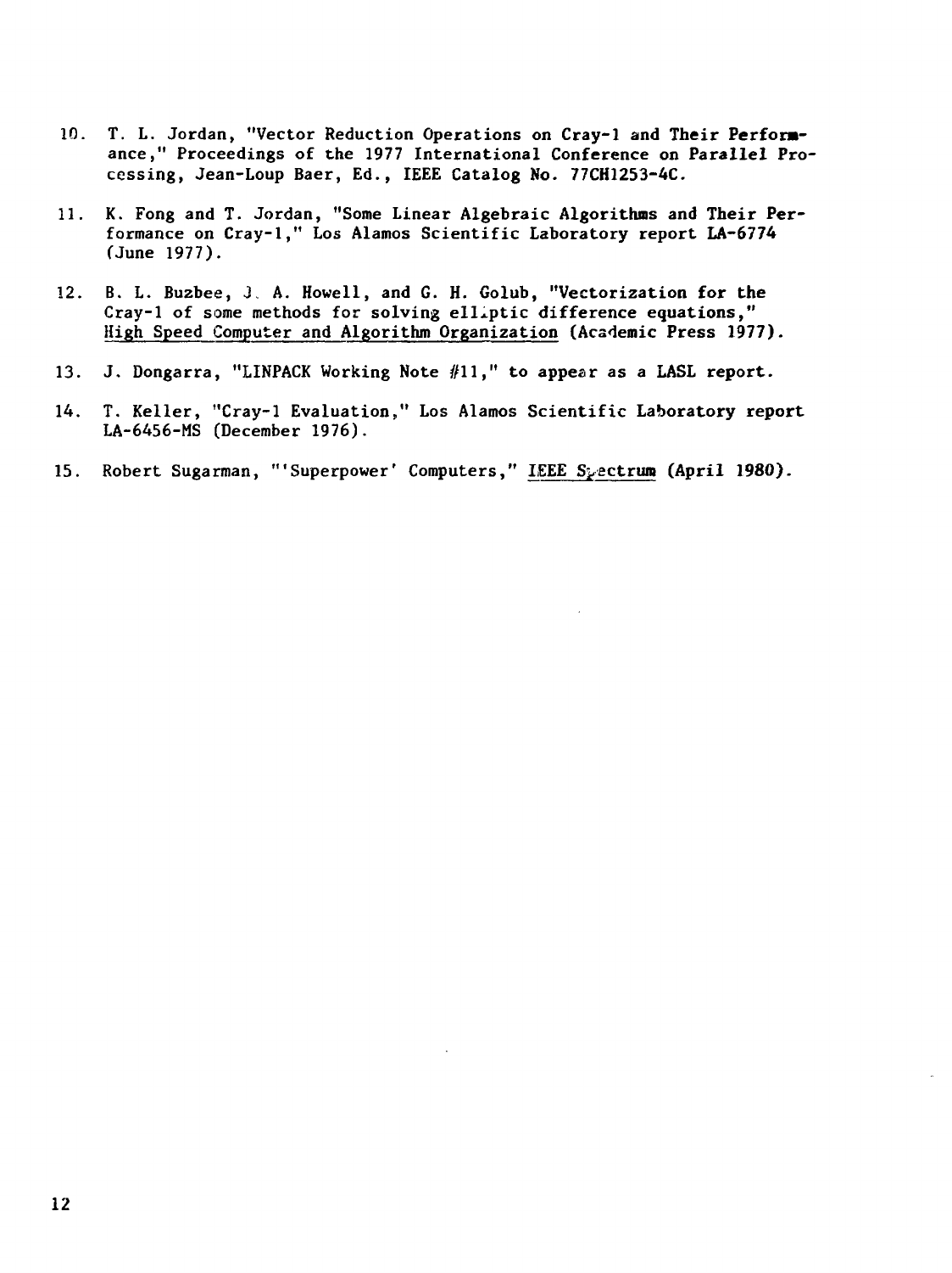10. T. L. Jordan, "Vector Reduction Operations on Cray-1 and Their Performance," Proceedings of the 1977 International Conference on Parallel Processing, Jean-Loup Baer, Ed., IEEE Catalog No. 77CH1253-4C.

11. K. Fong and T. Jordan, "Some Linear Algebraic Algorithms and Their Performance on Cray-1," Los Alamos Scientific Laboratory report LA-6774 (June 1977).

12. B. L. Buzbee, J. A. Howell, and G. H. Golub, "Vectorization for the Cray-1 of some methods for solving elliptic difference equations," High Speed Computer and Algorithm Organization (Academic Press 1977).

13. J. Dongarra, "LINPACK Working Note #11," to appear as a LASL report.

14. T. Keller, "Cray-1 Evaluation," Los Alamos Scientific Laboratory report LA-6456-MS (December 1976).

15. Robert Sugarman, "'Superpower' Computers," IEEE Spectrum (April 1980).